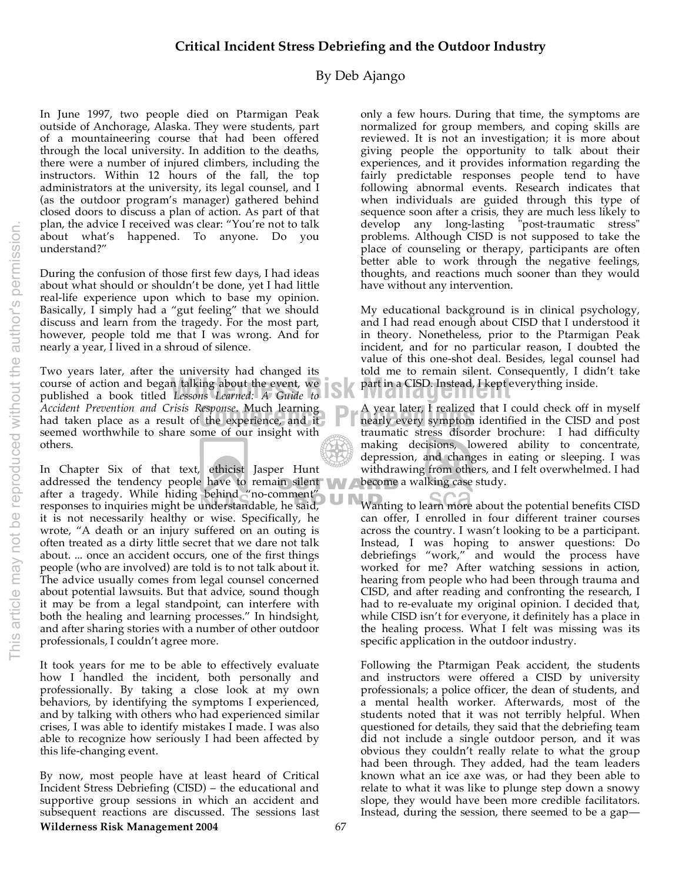# Critical Incident Stress Debriefing and the Outdoor Industry

By Deb Ajango

In June 1997, two people died on Ptarmigan Peak outside of Anchorage, Alaska. They were students, part of a mountaineering course that had been offered through the local university. In addition to the deaths, there were a number of injured climbers, including the instructors. Within 12 hours of the fall, the top administrators at the university, its legal counsel, and I (as the outdoor program's manager) gathered behind closed doors to discuss a plan of action. As part of that plan, the advice I received was clear: "You're not to talk about what's happened. To anyone. Do you understand?"

During the confusion of those first few days, I had ideas about what should or shouldn't be done, yet I had little real-life experience upon which to base my opinion. Basically, I simply had a "gut feeling" that we should discuss and learn from the tragedy. For the most part, however, people told me that I was wrong. And for nearly a year, I lived in a shroud of silence.

Two years later, after the university had changed its course of action and began talking about the event, we published a book titled *Lessons Learned: A Guide to Accident Prevention and Crisis Response*. Much learning had taken place as a result of the experience, and it seemed worthwhile to share some of our insight with others.

In Chapter Six of that text, ethicist Jasper Hunt addressed the tendency people have to remain silent after a tragedy. While hiding behind "no-comment" responses to inquiries might be understandable, he said, it is not necessarily healthy or wise. Specifically, he wrote, "A death or an injury suffered on an outing is often treated as a dirty little secret that we dare not talk about. ... once an accident occurs, one of the first things people (who are involved) are told is to not talk about it. The advice usually comes from legal counsel concerned about potential lawsuits. But that advice, sound though it may be from a legal standpoint, can interfere with both the healing and learning processes." In hindsight, and after sharing stories with a number of other outdoor professionals, I couldn't agree more.

It took years for me to be able to effectively evaluate how I handled the incident, both personally and professionally. By taking a close look at my own behaviors, by identifying the symptoms I experienced, and by talking with others who had experienced similar crises, I was able to identify mistakes I made. I was also able to recognize how seriously I had been affected by this life-changing event.

By now, most people have at least heard of Critical Incident Stress Debriefing (CISD) – the educational and supportive group sessions in which an accident and subsequent reactions are discussed. The sessions last only a few hours. During that time, the symptoms are normalized for group members, and coping skills are reviewed. It is not an investigation; it is more about giving people the opportunity to talk about their experiences, and it provides information regarding the fairly predictable responses people tend to have following abnormal events. Research indicates that when individuals are guided through this type of sequence soon after a crisis, they are much less likely to develop any long-lasting "post-traumatic stress" problems. Although CISD is not supposed to take the place of counseling or therapy, participants are often better able to work through the negative feelings, thoughts, and reactions much sooner than they would have without any intervention.

My educational background is in clinical psychology, and I had read enough about CISD that I understood it in theory. Nonetheless, prior to the Ptarmigan Peak incident, and for no particular reason, I doubted the value of this one-shot deal. Besides, legal counsel had told me to remain silent. Consequently, I didn't take part in a CISD. Instead, I kept everything inside.

A year later, I realized that I could check off in myself nearly every symptom identified in the CISD and post traumatic stress disorder brochure: I had difficulty making decisions, lowered ability to concentrate, depression, and changes in eating or sleeping. I was withdrawing from others, and I felt overwhelmed. I had become a walking case study.

Wanting to learn more about the potential benefits CISD can offer, I enrolled in four different trainer courses across the country. I wasn't looking to be a participant. Instead, I was hoping to answer questions: Do debriefings "work," and would the process have worked for me? After watching sessions in action, hearing from people who had been through trauma and CISD, and after reading and confronting the research, I had to re-evaluate my original opinion. I decided that, while CISD isn't for everyone, it definitely has a place in the healing process. What I felt was missing was its specific application in the outdoor industry.

Following the Ptarmigan Peak accident, the students and instructors were offered a CISD by university professionals; a police officer, the dean of students, and a mental health worker. Afterwards, most of the students noted that it was not terribly helpful. When questioned for details, they said that the debriefing team did not include a single outdoor person, and it was obvious they couldn't really relate to what the group had been through. They added, had the team leaders known what an ice axe was, or had they been able to relate to what it was like to plunge step down a snowy slope, they would have been more credible facilitators. Instead, during the session, there seemed to be a gap—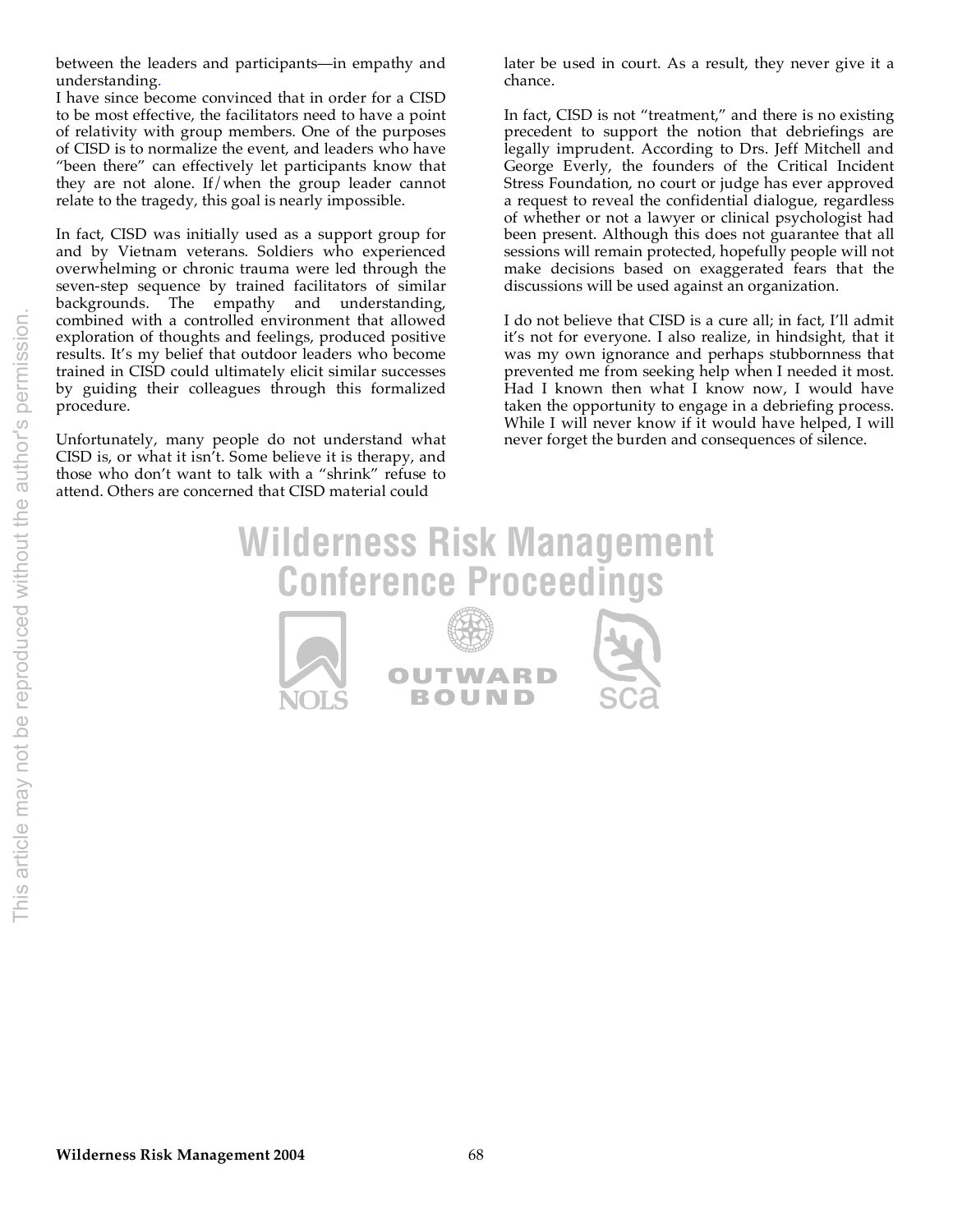between the leaders and participants—in empathy and understanding.

I have since become convinced that in order for a CISD to be most effective, the facilitators need to have a point of relativity with group members. One of the purposes of CISD is to normalize the event, and leaders who have "been there" can effectively let participants know that they are not alone. If/when the group leader cannot relate to the tragedy, this goal is nearly impossible.

In fact, CISD was initially used as a support group for and by Vietnam veterans. Soldiers who experienced overwhelming or chronic trauma were led through the seven-step sequence by trained facilitators of similar backgrounds. The empathy and understanding, combined with a controlled environment that allowed exploration of thoughts and feelings, produced positive results. It's my belief that outdoor leaders who become trained in CISD could ultimately elicit similar successes by guiding their colleagues through this formalized procedure.

Unfortunately, many people do not understand what CISD is, or what it isn't. Some believe it is therapy, and those who don't want to talk with a "shrink" refuse to attend. Others are concerned that CISD material could later be used in court. As a result, they never give it a chance.

In fact, CISD is not "treatment," and there is no existing precedent to support the notion that debriefings are legally imprudent. According to Drs. Jeff Mitchell and George Everly, the founders of the Critical Incident Stress Foundation, no court or judge has ever approved a request to reveal the confidential dialogue, regardless of whether or not a lawyer or clinical psychologist had been present. Although this does not guarantee that all sessions will remain protected, hopefully people will not make decisions based on exaggerated fears that the discussions will be used against an organization.

I do not believe that CISD is a cure all; in fact, I'll admit it's not for everyone. I also realize, in hindsight, that it was my own ignorance and perhaps stubbornness that prevented me from seeking help when I needed it most. Had I known then what I know now, I would have taken the opportunity to engage in a debriefing process. While I will never know if it would have helped, I will never forget the burden and consequences of silence.